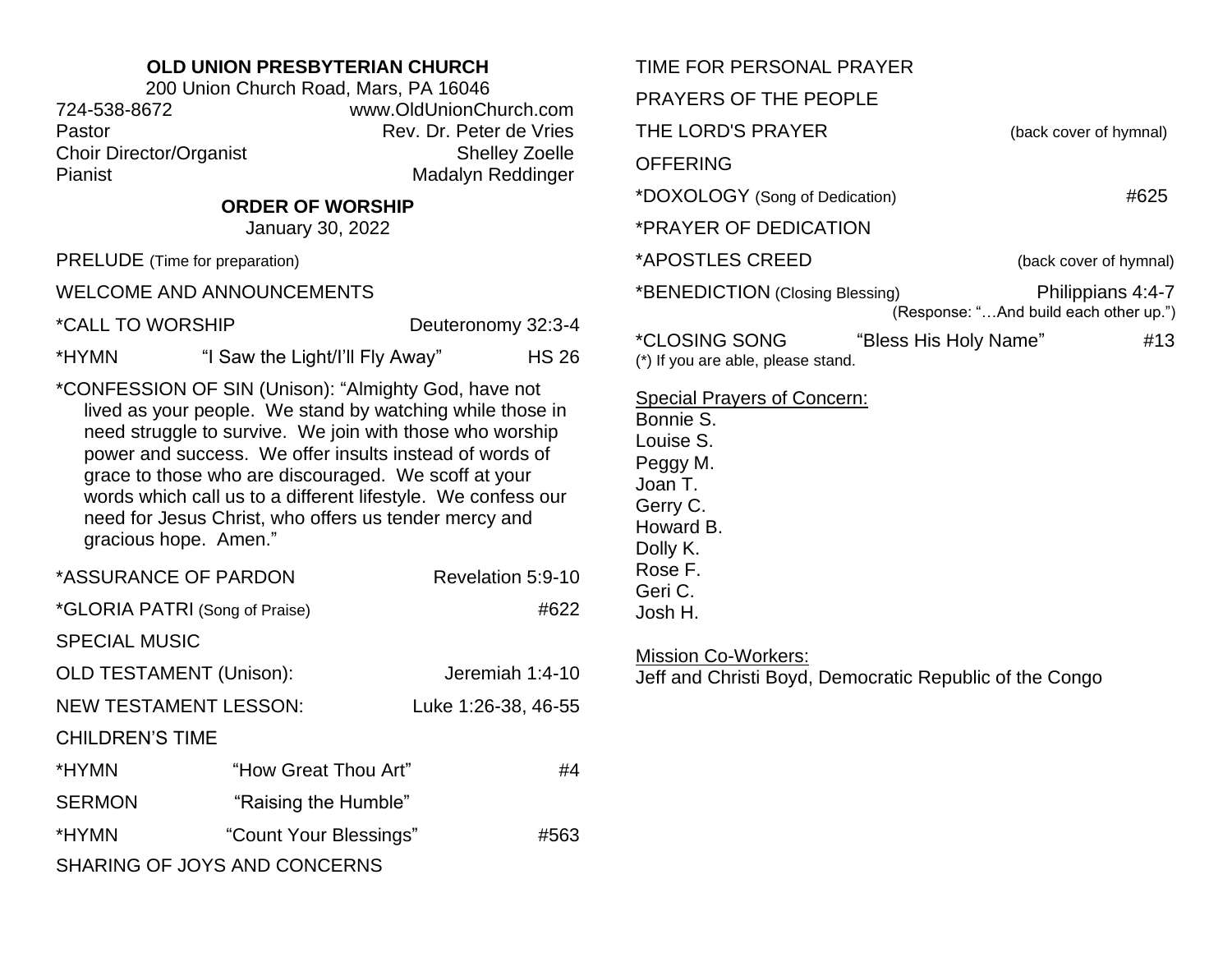**OLD UNION PRESBYTERIAN CHURCH**

200 Union Church Road, Mars, PA 16046

724-538-8672 www.OldUnionChurch.com

Pastor Rev. Dr. Peter de Vries

Choir Director/Organist Shelley Zoelle

Pianist Madalyn Reddinger

## ORDER OF WORSHIP

January 30, 2022

PRELUDE (Time for preparation)

WELCOME AND ANNOUNCEMENTS

*CALL TO WORSHIP Deuteronomy 32:3-4

*HYMN "I Saw the Light/I'll Fly Away" HS 26

*CONFESSION OF SIN (Unison): "Almighty God, have not lived as your people. We stand by watching while those in need struggle to survive. We join with those who worship power and success. We offer insults instead of words of grace to those who are discouraged. We scoff at your words which call us to a different lifestyle. We confess our need for Jesus Christ, who offers us tender mercy and gracious hope. Amen."

*ASSURANCE OF PARDON Revelation 5:9-10

*GLORIA PATRI (Song of Praise) #622

SPECIAL MUSIC

OLD TESTAMENT (Unison): Jeremiah 1:4-10

NEW TESTAMENT LESSON: Luke 1:26-38, 46-55

CHILDREN'S TIME

*HYMN "How Great Thou Art" #4

SERMON "Raising the Humble"

*HYMN "Count Your Blessings" #563

SHARING OF JOYS AND CONCERNS

TIME FOR PERSONAL PRAYER

PRAYERS OF THE PEOPLE

THE LORD'S PRAYER (back cover of hymnal)

OFFERING

*DOXOLOGY (Song of Dedication) #625

*PRAYER OF DEDICATION

*APOSTLES CREED (back cover of hymnal)

*BENEDICTION (Closing Blessing) Philippians 4:4-7
(Response: "…And build each other up.")

*CLOSING SONG "Bless His Holy Name" #13

(*) If you are able, please stand.

Special Prayers of Concern:

Bonnie S.
Louise S.
Peggy M.
Joan T.
Gerry C.
Howard B.
Dolly K.
Rose F.
Geri C.
Josh H.

Mission Co-Workers:

Jeff and Christi Boyd, Democratic Republic of the Congo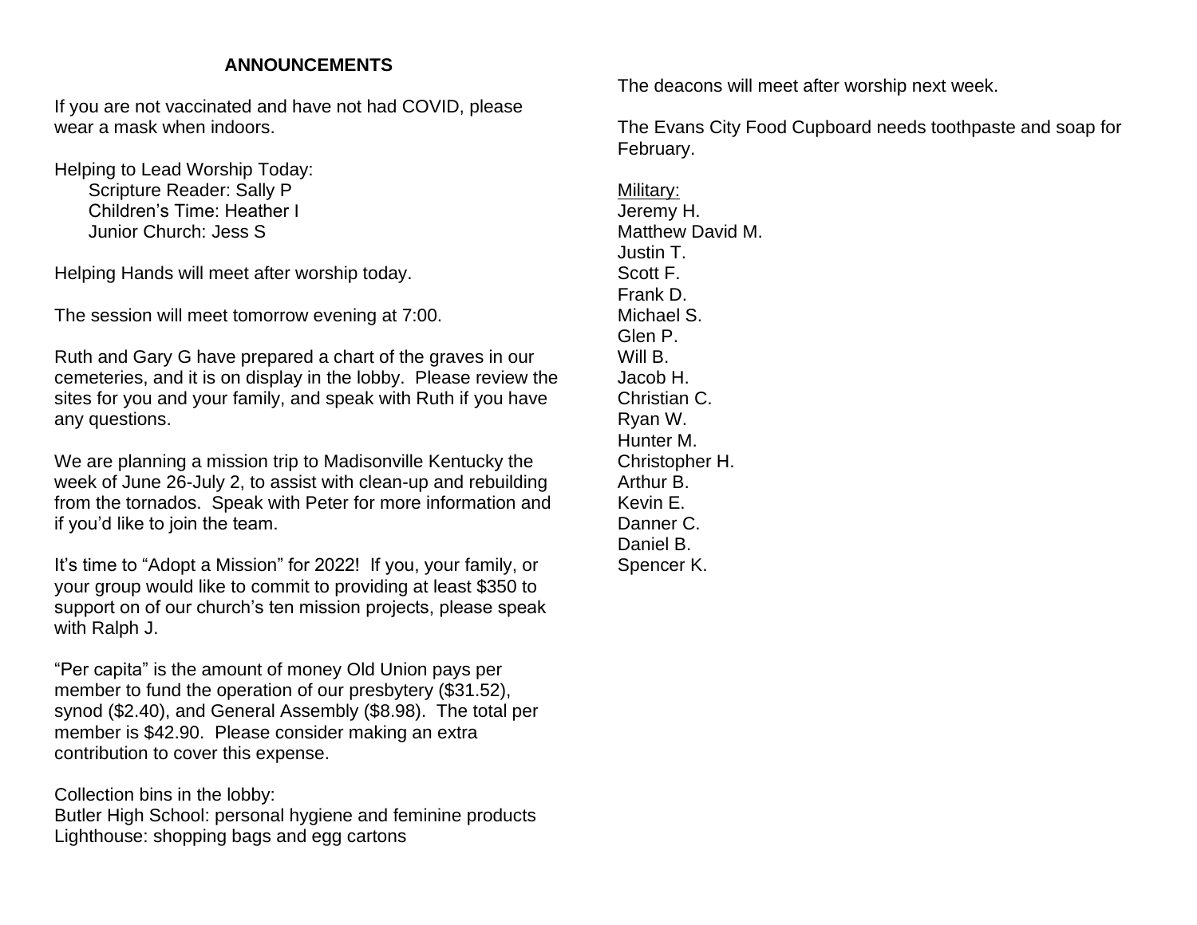## ANNOUNCEMENTS

If you are not vaccinated and have not had COVID, please wear a mask when indoors.

Helping to Lead Worship Today:
- Scripture Reader: Sally P
- Children's Time: Heather I
- Junior Church: Jess S

Helping Hands will meet after worship today.

The session will meet tomorrow evening at 7:00.

Ruth and Gary G have prepared a chart of the graves in our cemeteries, and it is on display in the lobby. Please review the sites for you and your family, and speak with Ruth if you have any questions.

We are planning a mission trip to Madisonville Kentucky the week of June 26-July 2, to assist with clean-up and rebuilding from the tornados. Speak with Peter for more information and if you'd like to join the team.

It's time to "Adopt a Mission" for 2022! If you, your family, or your group would like to commit to providing at least $350 to support on of our church's ten mission projects, please speak with Ralph J.

"Per capita" is the amount of money Old Union pays per member to fund the operation of our presbytery ($31.52), synod ($2.40), and General Assembly ($8.98). The total per member is $42.90. Please consider making an extra contribution to cover this expense.

Collection bins in the lobby:
Butler High School: personal hygiene and feminine products
Lighthouse: shopping bags and egg cartons

The deacons will meet after worship next week.

The Evans City Food Cupboard needs toothpaste and soap for February.

<u>Military:</u>
Jeremy H.
Matthew David M.
Justin T.
Scott F.
Frank D.
Michael S.
Glen P.
Will B.
Jacob H.
Christian C.
Ryan W.
Hunter M.
Christopher H.
Arthur B.
Kevin E.
Danner C.
Daniel B.
Spencer K.